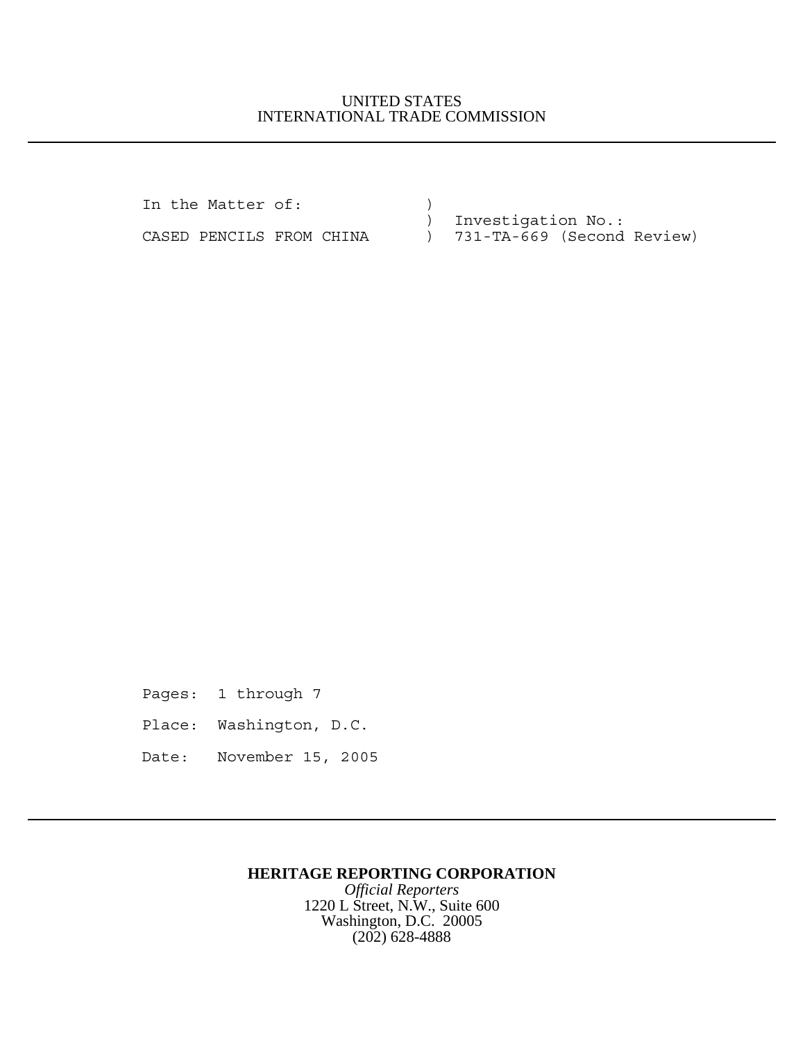UNITED STATES
INTERNATIONAL TRADE COMMISSION

---

```
In the Matter of:              )
                               )   Investigation No.:
CASED PENCILS FROM CHINA       )   731-TA-669 (Second Review)
```

Pages: 1 through 7

Place: Washington, D.C.

Date: November 15, 2005

---

**HERITAGE REPORTING CORPORATION**
*Official Reporters*
1220 L Street, N.W., Suite 600
Washington, D.C. 20005
(202) 628-4888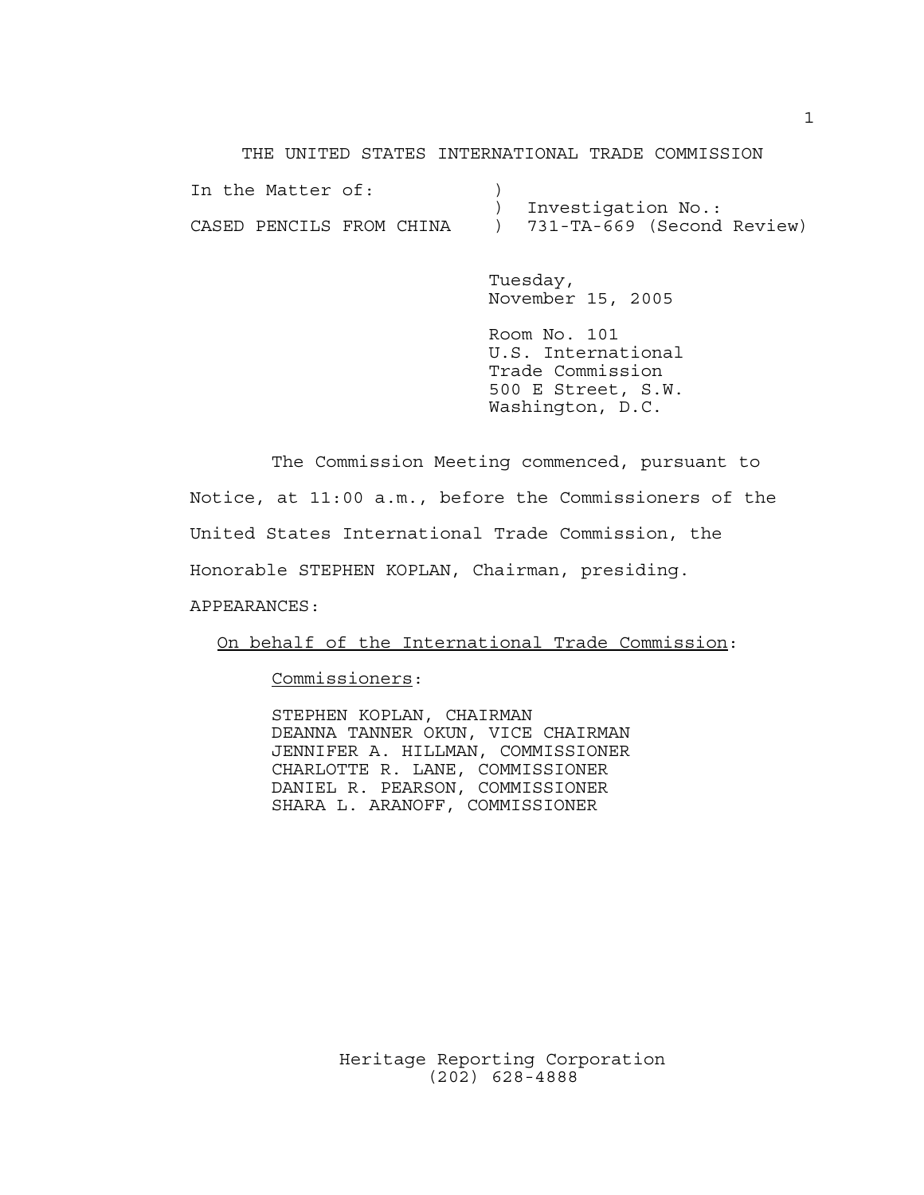THE UNITED STATES INTERNATIONAL TRADE COMMISSION

In the Matter of: )
) Investigation No.:
CASED PENCILS FROM CHINA ) 731-TA-669 (Second Review)

Tuesday,
November 15, 2005

Room No. 101
U.S. International
Trade Commission
500 E Street, S.W.
Washington, D.C.

The Commission Meeting commenced, pursuant to Notice, at 11:00 a.m., before the Commissioners of the United States International Trade Commission, the Honorable STEPHEN KOPLAN, Chairman, presiding.

APPEARANCES:

On behalf of the International Trade Commission:

Commissioners:

STEPHEN KOPLAN, CHAIRMAN
DEANNA TANNER OKUN, VICE CHAIRMAN
JENNIFER A. HILLMAN, COMMISSIONER
CHARLOTTE R. LANE, COMMISSIONER
DANIEL R. PEARSON, COMMISSIONER
SHARA L. ARANOFF, COMMISSIONER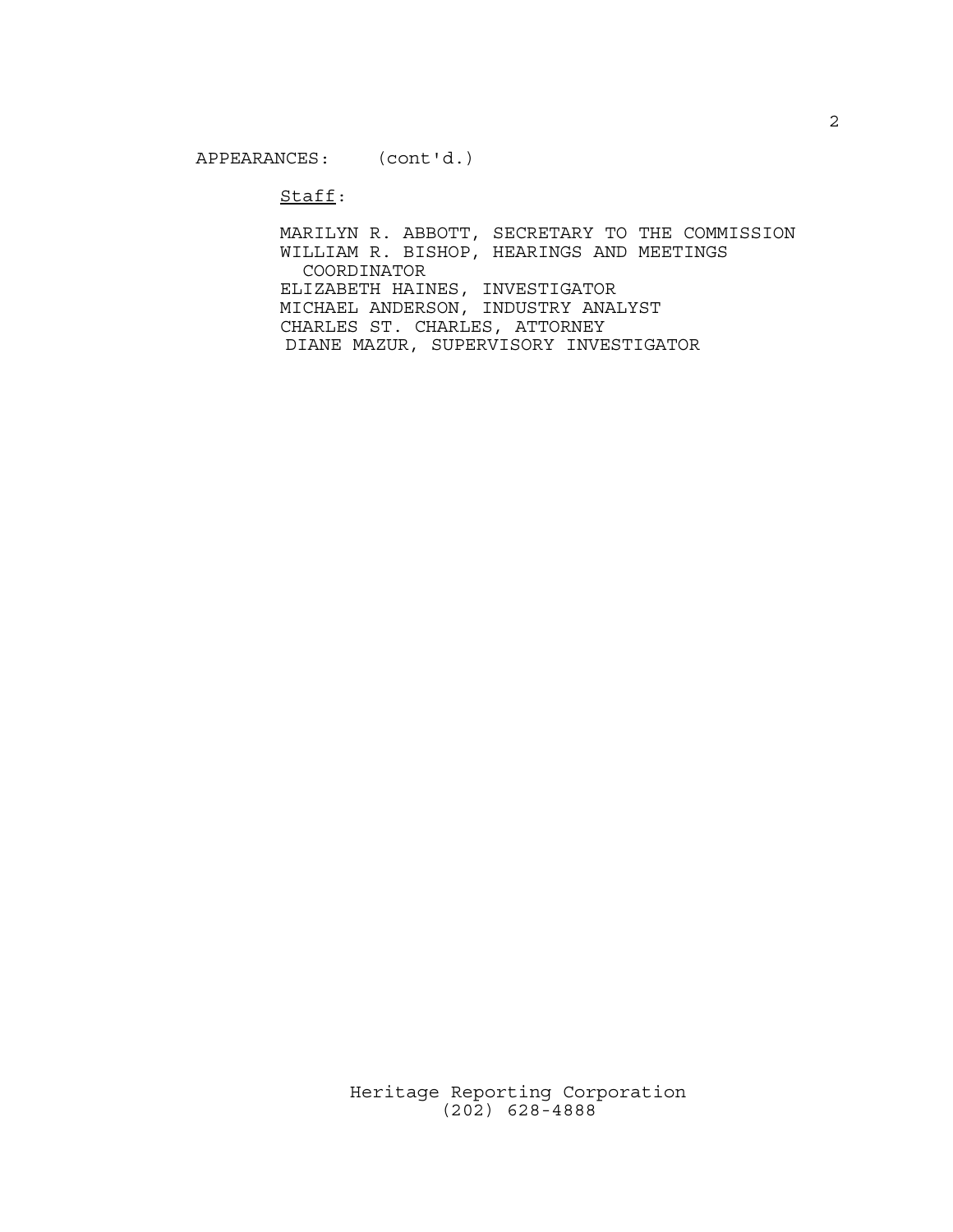APPEARANCES: (cont'd.)

<u>Staff</u>:

MARILYN R. ABBOTT, SECRETARY TO THE COMMISSION
WILLIAM R. BISHOP, HEARINGS AND MEETINGS COORDINATOR
ELIZABETH HAINES, INVESTIGATOR
MICHAEL ANDERSON, INDUSTRY ANALYST
CHARLES ST. CHARLES, ATTORNEY
DIANE MAZUR, SUPERVISORY INVESTIGATOR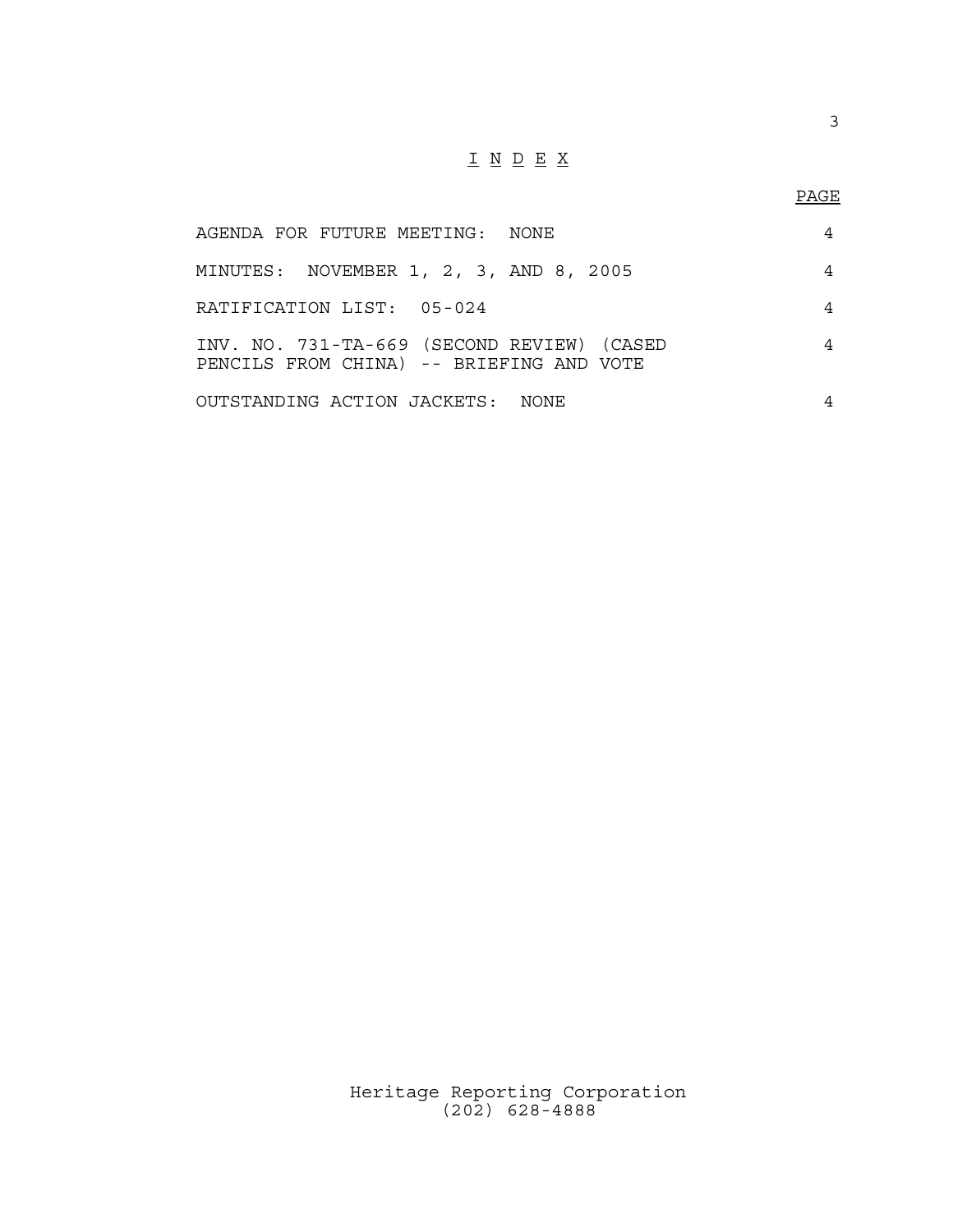# I N D E X

| | PAGE |
|---|---|
| AGENDA FOR FUTURE MEETING: NONE | 4 |
| MINUTES: NOVEMBER 1, 2, 3, AND 8, 2005 | 4 |
| RATIFICATION LIST: 05-024 | 4 |
| INV. NO. 731-TA-669 (SECOND REVIEW) (CASED PENCILS FROM CHINA) -- BRIEFING AND VOTE | 4 |
| OUTSTANDING ACTION JACKETS: NONE | 4 |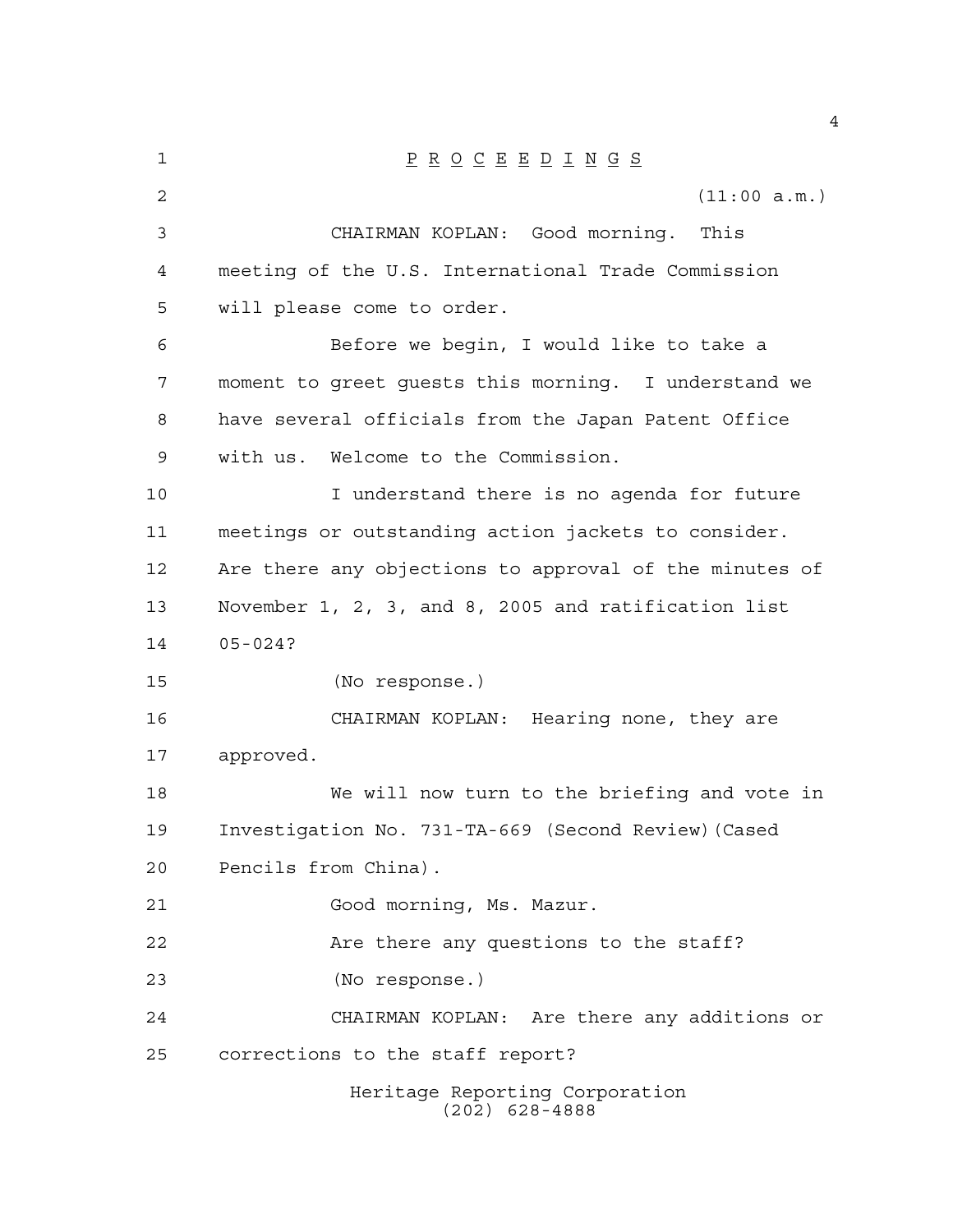P R O C E E D I N G S

(11:00 a.m.)

CHAIRMAN KOPLAN: Good morning. This meeting of the U.S. International Trade Commission will please come to order.

Before we begin, I would like to take a moment to greet guests this morning. I understand we have several officials from the Japan Patent Office with us. Welcome to the Commission.

I understand there is no agenda for future meetings or outstanding action jackets to consider. Are there any objections to approval of the minutes of November 1, 2, 3, and 8, 2005 and ratification list 05-024?

(No response.)

CHAIRMAN KOPLAN: Hearing none, they are approved.

We will now turn to the briefing and vote in Investigation No. 731-TA-669 (Second Review)(Cased Pencils from China).

Good morning, Ms. Mazur.

Are there any questions to the staff?

(No response.)

CHAIRMAN KOPLAN: Are there any additions or corrections to the staff report?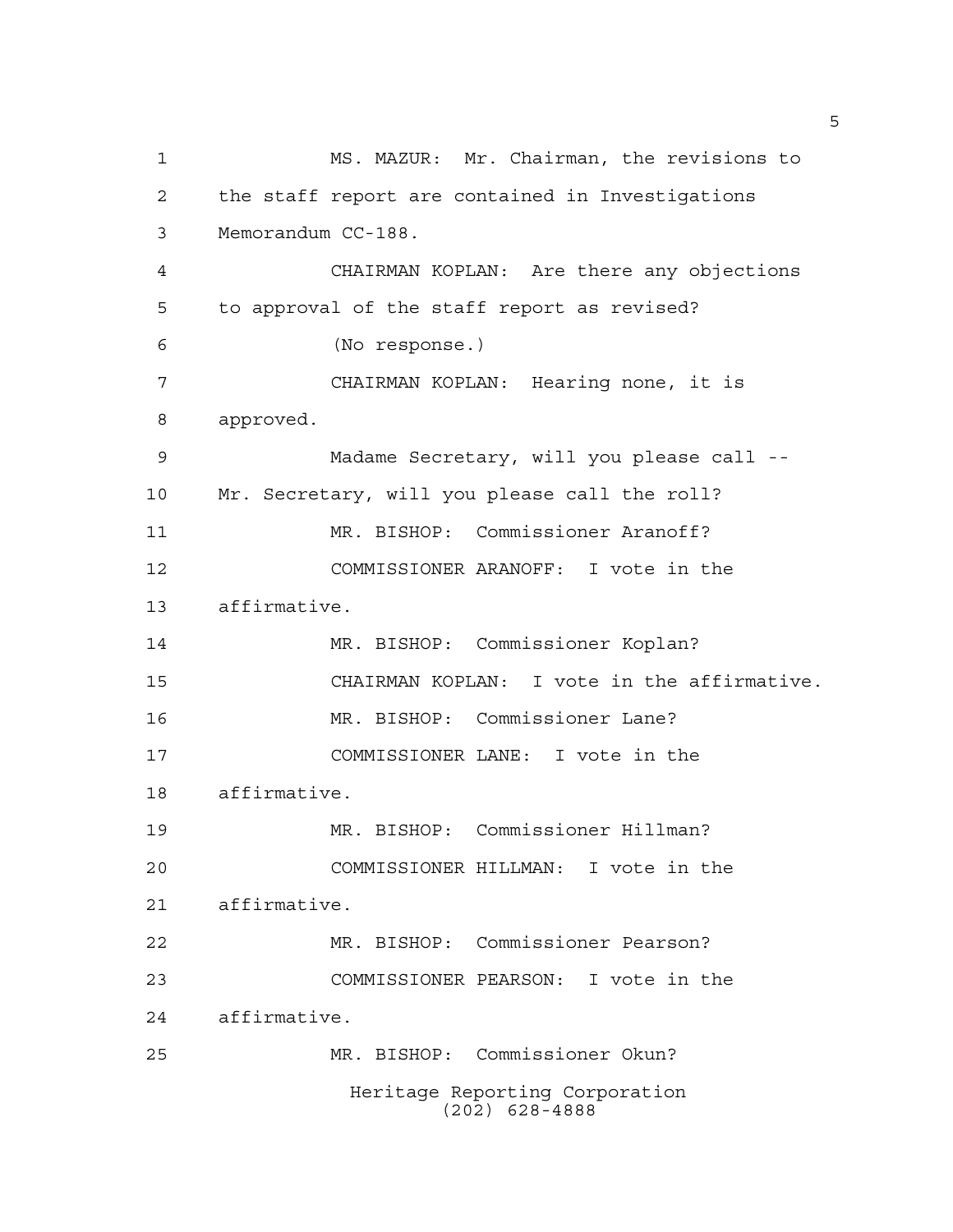MS. MAZUR: Mr. Chairman, the revisions to the staff report are contained in Investigations Memorandum CC-188.

CHAIRMAN KOPLAN: Are there any objections to approval of the staff report as revised?

(No response.)

CHAIRMAN KOPLAN: Hearing none, it is approved.

Madame Secretary, will you please call -- Mr. Secretary, will you please call the roll?

MR. BISHOP: Commissioner Aranoff?

COMMISSIONER ARANOFF: I vote in the affirmative.

MR. BISHOP: Commissioner Koplan?

CHAIRMAN KOPLAN: I vote in the affirmative.

MR. BISHOP: Commissioner Lane?

COMMISSIONER LANE: I vote in the affirmative.

MR. BISHOP: Commissioner Hillman?

COMMISSIONER HILLMAN: I vote in the affirmative.

MR. BISHOP: Commissioner Pearson?

COMMISSIONER PEARSON: I vote in the affirmative.

MR. BISHOP: Commissioner Okun?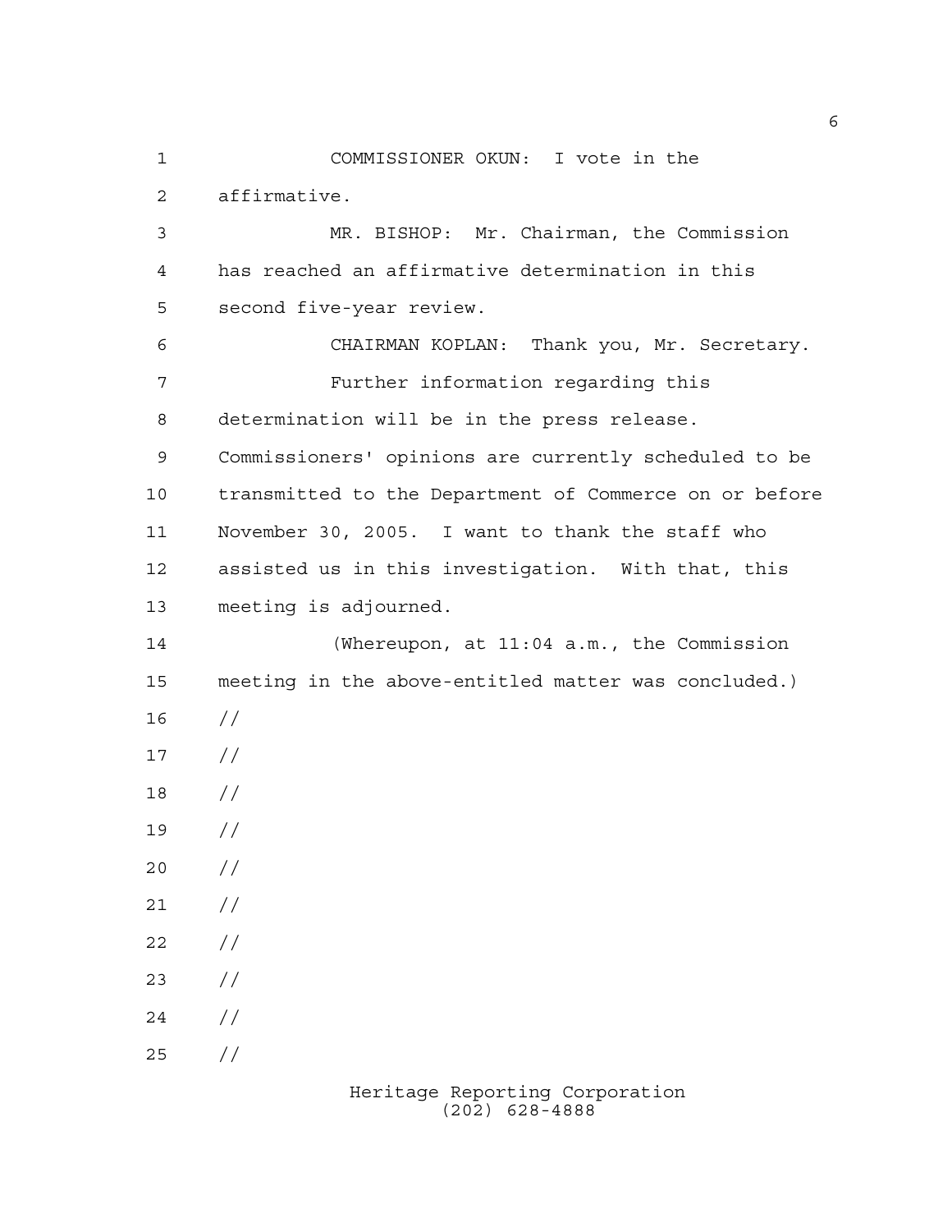COMMISSIONER OKUN: I vote in the affirmative.

MR. BISHOP: Mr. Chairman, the Commission has reached an affirmative determination in this second five-year review.

CHAIRMAN KOPLAN: Thank you, Mr. Secretary.

Further information regarding this determination will be in the press release. Commissioners' opinions are currently scheduled to be transmitted to the Department of Commerce on or before November 30, 2005. I want to thank the staff who assisted us in this investigation. With that, this meeting is adjourned.

(Whereupon, at 11:04 a.m., the Commission meeting in the above-entitled matter was concluded.)

//

//

//

//

//

//

//

//

//

//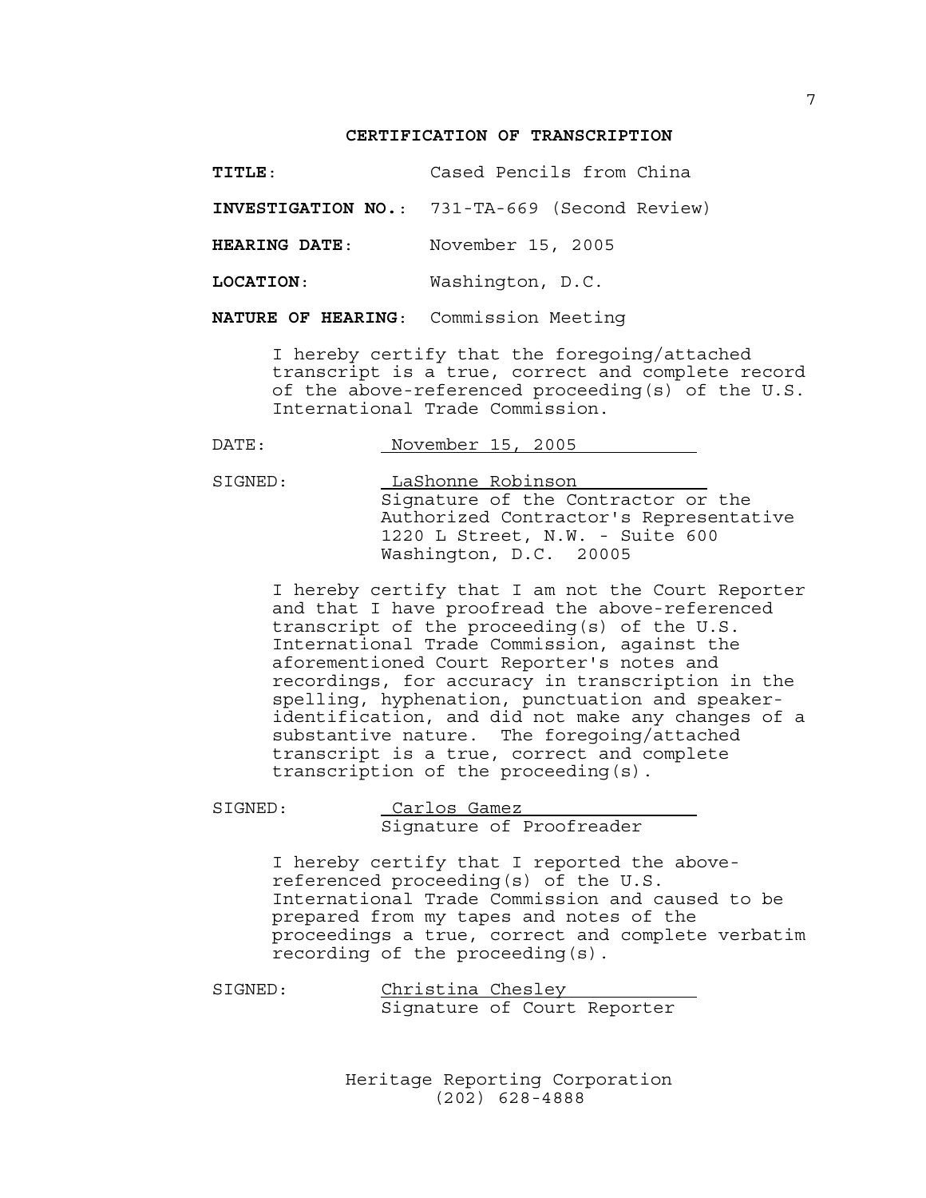## CERTIFICATION OF TRANSCRIPTION

**TITLE**: Cased Pencils from China

**INVESTIGATION NO.**: 731-TA-669 (Second Review)

**HEARING DATE**: November 15, 2005

**LOCATION**: Washington, D.C.

**NATURE OF HEARING**: Commission Meeting

I hereby certify that the foregoing/attached transcript is a true, correct and complete record of the above-referenced proceeding(s) of the U.S. International Trade Commission.

DATE: November 15, 2005

SIGNED: LaShonne Robinson
Signature of the Contractor or the Authorized Contractor's Representative
1220 L Street, N.W. - Suite 600
Washington, D.C. 20005

I hereby certify that I am not the Court Reporter and that I have proofread the above-referenced transcript of the proceeding(s) of the U.S. International Trade Commission, against the aforementioned Court Reporter's notes and recordings, for accuracy in transcription in the spelling, hyphenation, punctuation and speaker-identification, and did not make any changes of a substantive nature. The foregoing/attached transcript is a true, correct and complete transcription of the proceeding(s).

SIGNED: Carlos Gamez
Signature of Proofreader

I hereby certify that I reported the above-referenced proceeding(s) of the U.S. International Trade Commission and caused to be prepared from my tapes and notes of the proceedings a true, correct and complete verbatim recording of the proceeding(s).

SIGNED: Christina Chesley
Signature of Court Reporter